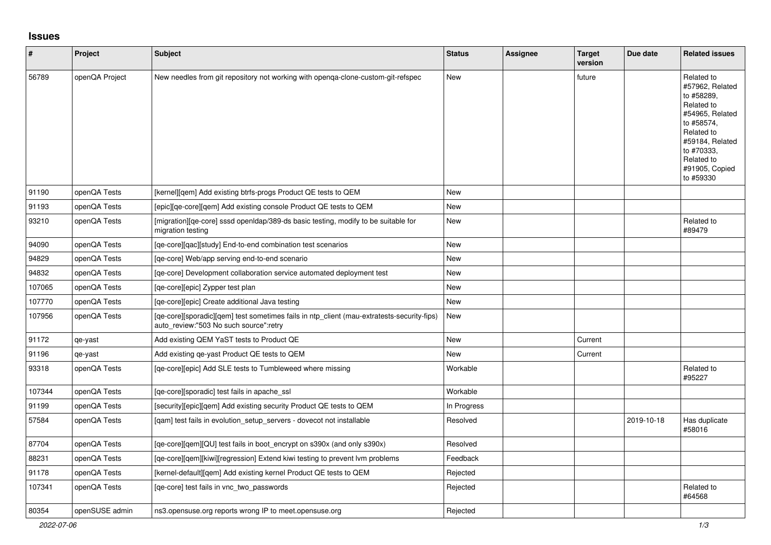## Issues

| # | Project | Subject | Status | Assignee | Target version | Due date | Related issues |
|---|---|---|---|---|---|---|---|
| 56789 | openQA Project | New needles from git repository not working with openqa-clone-custom-git-refspec | New | | future | | Related to #57962, Related to #58289, Related to #54965, Related to #58574, Related to #59184, Related to #70333, Related to #91905, Copied to #59330 |
| 91190 | openQA Tests | [kernel][qem] Add existing btrfs-progs Product QE tests to QEM | New | | | | |
| 91193 | openQA Tests | [epic][qe-core][qem] Add existing console Product QE tests to QEM | New | | | | |
| 93210 | openQA Tests | [migration][qe-core] sssd openldap/389-ds basic testing, modify to be suitable for migration testing | New | | | | Related to #89479 |
| 94090 | openQA Tests | [qe-core][qac][study] End-to-end combination test scenarios | New | | | | |
| 94829 | openQA Tests | [qe-core] Web/app serving end-to-end scenario | New | | | | |
| 94832 | openQA Tests | [qe-core] Development collaboration service automated deployment test | New | | | | |
| 107065 | openQA Tests | [qe-core][epic] Zypper test plan | New | | | | |
| 107770 | openQA Tests | [qe-core][epic] Create additional Java testing | New | | | | |
| 107956 | openQA Tests | [qe-core][sporadic][qem] test sometimes fails in ntp_client (mau-extratests-security-fips) auto_review:"503 No such source":retry | New | | | | |
| 91172 | qe-yast | Add existing QEM YaST tests to Product QE | New | | Current | | |
| 91196 | qe-yast | Add existing qe-yast Product QE tests to QEM | New | | Current | | |
| 93318 | openQA Tests | [qe-core][epic] Add SLE tests to Tumbleweed where missing | Workable | | | | Related to #95227 |
| 107344 | openQA Tests | [qe-core][sporadic] test fails in apache_ssl | Workable | | | | |
| 91199 | openQA Tests | [security][epic][qem] Add existing security Product QE tests to QEM | In Progress | | | | |
| 57584 | openQA Tests | [qam] test fails in evolution_setup_servers - dovecot not installable | Resolved | | | 2019-10-18 | Has duplicate #58016 |
| 87704 | openQA Tests | [qe-core][qem][QU] test fails in boot_encrypt on s390x (and only s390x) | Resolved | | | | |
| 88231 | openQA Tests | [qe-core][qem][kiwi][regression] Extend kiwi testing to prevent lvm problems | Feedback | | | | |
| 91178 | openQA Tests | [kernel-default][qem] Add existing kernel Product QE tests to QEM | Rejected | | | | |
| 107341 | openQA Tests | [qe-core] test fails in vnc_two_passwords | Rejected | | | | Related to #64568 |
| 80354 | openSUSE admin | ns3.opensuse.org reports wrong IP to meet.opensuse.org | Rejected | | | | |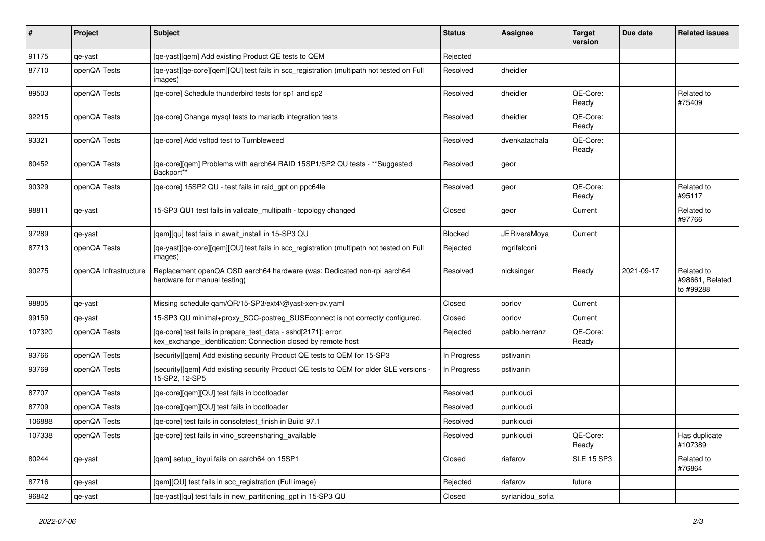| # | Project | Subject | Status | Assignee | Target version | Due date | Related issues |
|---|---|---|---|---|---|---|---|
| 91175 | qe-yast | [qe-yast][qem] Add existing Product QE tests to QEM | Rejected | | | | |
| 87710 | openQA Tests | [qe-yast][qe-core][qem][QU] test fails in scc_registration (multipath not tested on Full images) | Resolved | dheidler | | | |
| 89503 | openQA Tests | [qe-core] Schedule thunderbird tests for sp1 and sp2 | Resolved | dheidler | QE-Core: Ready | | Related to #75409 |
| 92215 | openQA Tests | [qe-core] Change mysql tests to mariadb integration tests | Resolved | dheidler | QE-Core: Ready | | |
| 93321 | openQA Tests | [qe-core] Add vsftpd test to Tumbleweed | Resolved | dvenkatachala | QE-Core: Ready | | |
| 80452 | openQA Tests | [qe-core][qem] Problems with aarch64 RAID 15SP1/SP2 QU tests - **Suggested Backport** | Resolved | geor | | | |
| 90329 | openQA Tests | [qe-core] 15SP2 QU - test fails in raid_gpt on ppc64le | Resolved | geor | QE-Core: Ready | | Related to #95117 |
| 98811 | qe-yast | 15-SP3 QU1 test fails in validate_multipath - topology changed | Closed | geor | Current | | Related to #97766 |
| 97289 | qe-yast | [qem][qu] test fails in await_install in 15-SP3 QU | Blocked | JERiveraMoya | Current | | |
| 87713 | openQA Tests | [qe-yast][qe-core][qem][QU] test fails in scc_registration (multipath not tested on Full images) | Rejected | mgrifalconi | | | |
| 90275 | openQA Infrastructure | Replacement openQA OSD aarch64 hardware (was: Dedicated non-rpi aarch64 hardware for manual testing) | Resolved | nicksinger | Ready | 2021-09-17 | Related to #98661, Related to #99288 |
| 98805 | qe-yast | Missing schedule qam/QR/15-SP3/ext4\@yast-xen-pv.yaml | Closed | oorlov | Current | | |
| 99159 | qe-yast | 15-SP3 QU minimal+proxy_SCC-postreg_SUSEconnect is not correctly configured. | Closed | oorlov | Current | | |
| 107320 | openQA Tests | [qe-core] test fails in prepare_test_data - sshd[2171]: error: kex_exchange_identification: Connection closed by remote host | Rejected | pablo.herranz | QE-Core: Ready | | |
| 93766 | openQA Tests | [security][qem] Add existing security Product QE tests to QEM for 15-SP3 | In Progress | pstivanin | | | |
| 93769 | openQA Tests | [security][qem] Add existing security Product QE tests to QEM for older SLE versions - 15-SP2, 12-SP5 | In Progress | pstivanin | | | |
| 87707 | openQA Tests | [qe-core][qem][QU] test fails in bootloader | Resolved | punkioudi | | | |
| 87709 | openQA Tests | [qe-core][qem][QU] test fails in bootloader | Resolved | punkioudi | | | |
| 106888 | openQA Tests | [qe-core] test fails in consoletest_finish in Build 97.1 | Resolved | punkioudi | | | |
| 107338 | openQA Tests | [qe-core] test fails in vino_screensharing_available | Resolved | punkioudi | QE-Core: Ready | | Has duplicate #107389 |
| 80244 | qe-yast | [qam] setup_libyui fails on aarch64 on 15SP1 | Closed | riafarov | SLE 15 SP3 | | Related to #76864 |
| 87716 | qe-yast | [qem][QU] test fails in scc_registration (Full image) | Rejected | riafarov | future | | |
| 96842 | qe-yast | [qe-yast][qu] test fails in new_partitioning_gpt in 15-SP3 QU | Closed | syrianidou_sofia | | | |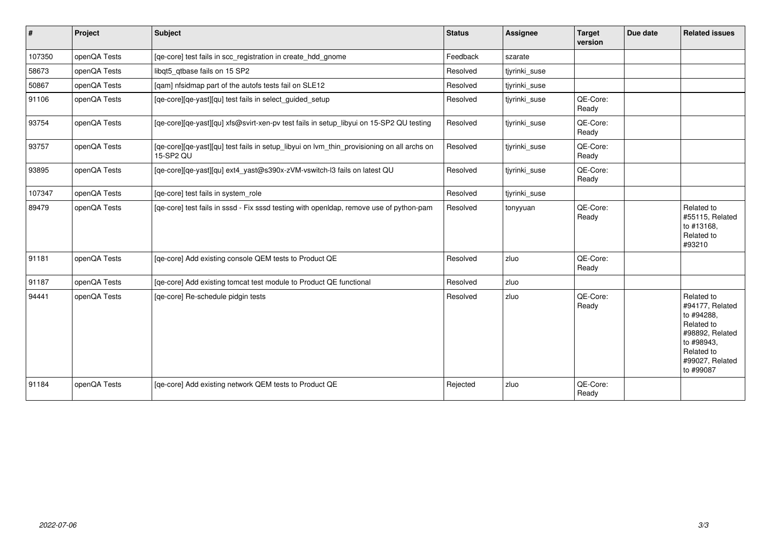| # | Project | Subject | Status | Assignee | Target version | Due date | Related issues |
|---|---|---|---|---|---|---|---|
| 107350 | openQA Tests | [qe-core] test fails in scc_registration in create_hdd_gnome | Feedback | szarate | | | |
| 58673 | openQA Tests | libqt5_qtbase fails on 15 SP2 | Resolved | tjyrinki_suse | | | |
| 50867 | openQA Tests | [qam] nfsidmap part of the autofs tests fail on SLE12 | Resolved | tjyrinki_suse | | | |
| 91106 | openQA Tests | [qe-core][qe-yast][qu] test fails in select_guided_setup | Resolved | tjyrinki_suse | QE-Core: Ready | | |
| 93754 | openQA Tests | [qe-core][qe-yast][qu] xfs@svirt-xen-pv test fails in setup_libyui on 15-SP2 QU testing | Resolved | tjyrinki_suse | QE-Core: Ready | | |
| 93757 | openQA Tests | [qe-core][qe-yast][qu] test fails in setup_libyui on lvm_thin_provisioning on all archs on 15-SP2 QU | Resolved | tjyrinki_suse | QE-Core: Ready | | |
| 93895 | openQA Tests | [qe-core][qe-yast][qu] ext4_yast@s390x-zVM-vswitch-l3 fails on latest QU | Resolved | tjyrinki_suse | QE-Core: Ready | | |
| 107347 | openQA Tests | [qe-core] test fails in system_role | Resolved | tjyrinki_suse | | | |
| 89479 | openQA Tests | [qe-core] test fails in sssd - Fix sssd testing with openldap, remove use of python-pam | Resolved | tonyyuan | QE-Core: Ready | | Related to #55115, Related to #13168, Related to #93210 |
| 91181 | openQA Tests | [qe-core] Add existing console QEM tests to Product QE | Resolved | zluo | QE-Core: Ready | | |
| 91187 | openQA Tests | [qe-core] Add existing tomcat test module to Product QE functional | Resolved | zluo | | | |
| 94441 | openQA Tests | [qe-core] Re-schedule pidgin tests | Resolved | zluo | QE-Core: Ready | | Related to #94177, Related to #94288, Related to #98892, Related to #98943, Related to #99027, Related to #99087 |
| 91184 | openQA Tests | [qe-core] Add existing network QEM tests to Product QE | Rejected | zluo | QE-Core: Ready | | |